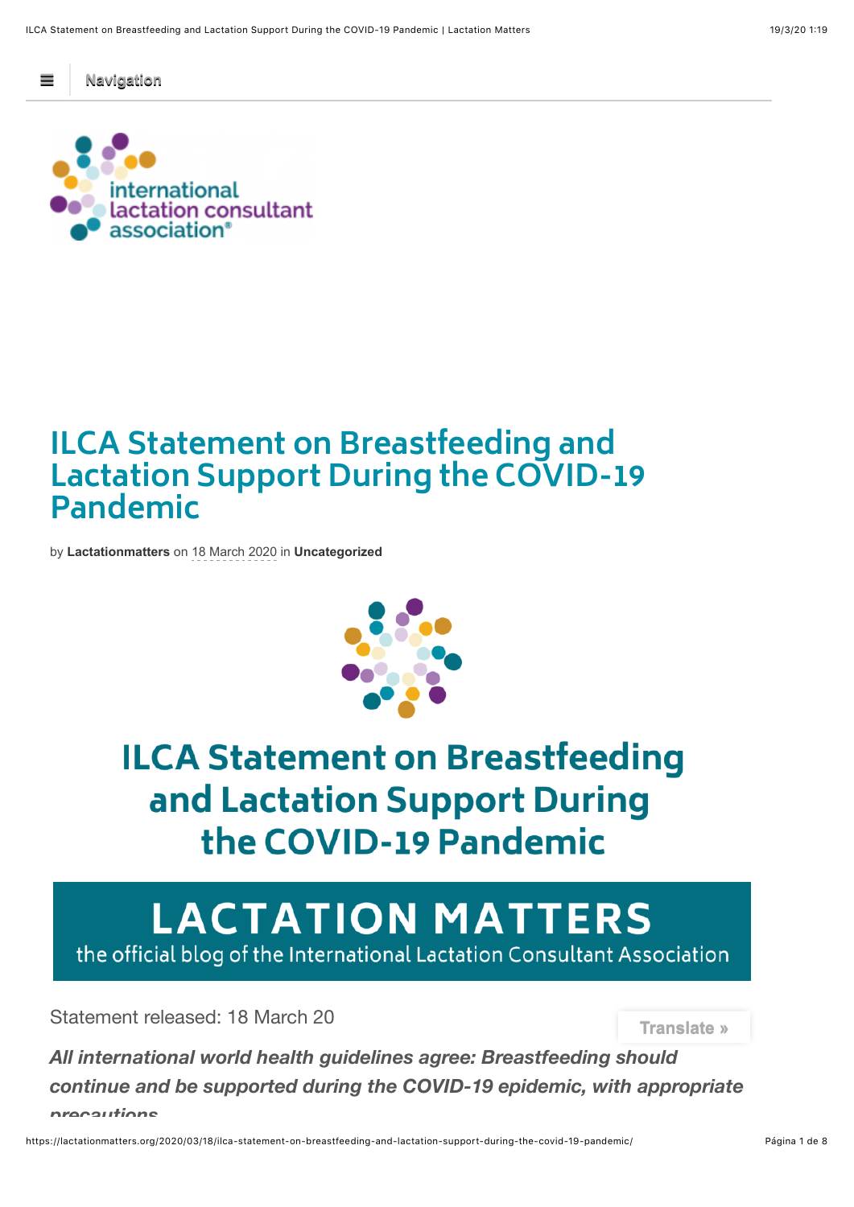Navigation

international lactation consultant association®

# ILCA Statement on Breastfeeding and Lactation Support During the COVID-19 Pandemic

by **Lactationmatters** on 18 March 2020 in **Uncategorized**

## ILCA Statement on Breastfeeding and Lactation Support During the COVID-19 Pandemic

LACTATION MATTERS

the official blog of the International Lactation Consultant Association

Statement released: 18 March 20

Translate »

***All international world health guidelines agree: Breastfeeding should continue and be supported during the COVID-19 epidemic, with appropriate precautions***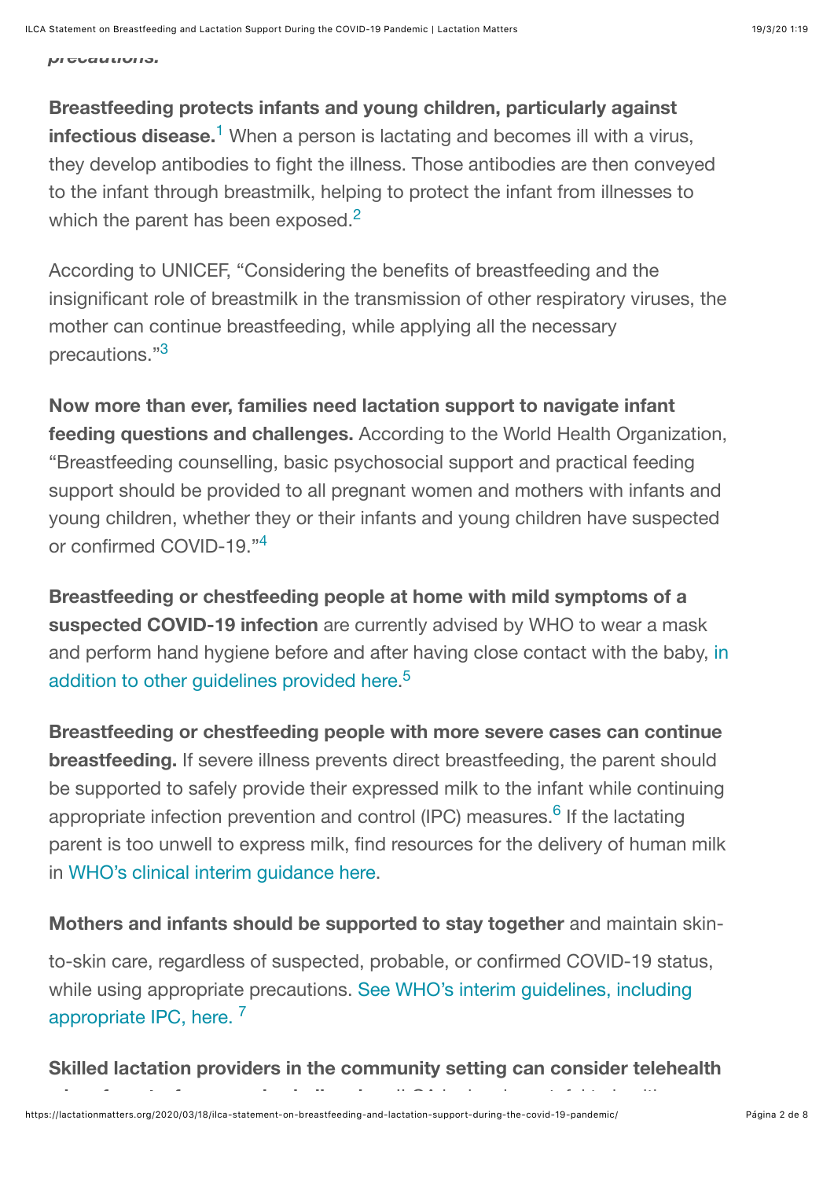*precautions.*

**Breastfeeding protects infants and young children, particularly against infectious disease.**[1] When a person is lactating and becomes ill with a virus, they develop antibodies to fight the illness. Those antibodies are then conveyed to the infant through breastmilk, helping to protect the infant from illnesses to which the parent has been exposed.[2]

According to UNICEF, "Considering the benefits of breastfeeding and the insignificant role of breastmilk in the transmission of other respiratory viruses, the mother can continue breastfeeding, while applying all the necessary precautions."[3]

**Now more than ever, families need lactation support to navigate infant feeding questions and challenges.** According to the World Health Organization, "Breastfeeding counselling, basic psychosocial support and practical feeding support should be provided to all pregnant women and mothers with infants and young children, whether they or their infants and young children have suspected or confirmed COVID-19."[4]

**Breastfeeding or chestfeeding people at home with mild symptoms of a suspected COVID-19 infection** are currently advised by WHO to wear a mask and perform hand hygiene before and after having close contact with the baby, in addition to other guidelines provided here.[5]

**Breastfeeding or chestfeeding people with more severe cases can continue breastfeeding.** If severe illness prevents direct breastfeeding, the parent should be supported to safely provide their expressed milk to the infant while continuing appropriate infection prevention and control (IPC) measures.[6] If the lactating parent is too unwell to express milk, find resources for the delivery of human milk in WHO's clinical interim guidance here.

**Mothers and infants should be supported to stay together** and maintain skin-to-skin care, regardless of suspected, probable, or confirmed COVID-19 status, while using appropriate precautions. See WHO's interim guidelines, including appropriate IPC, here. [7]

**Skilled lactation providers in the community setting can consider telehealth**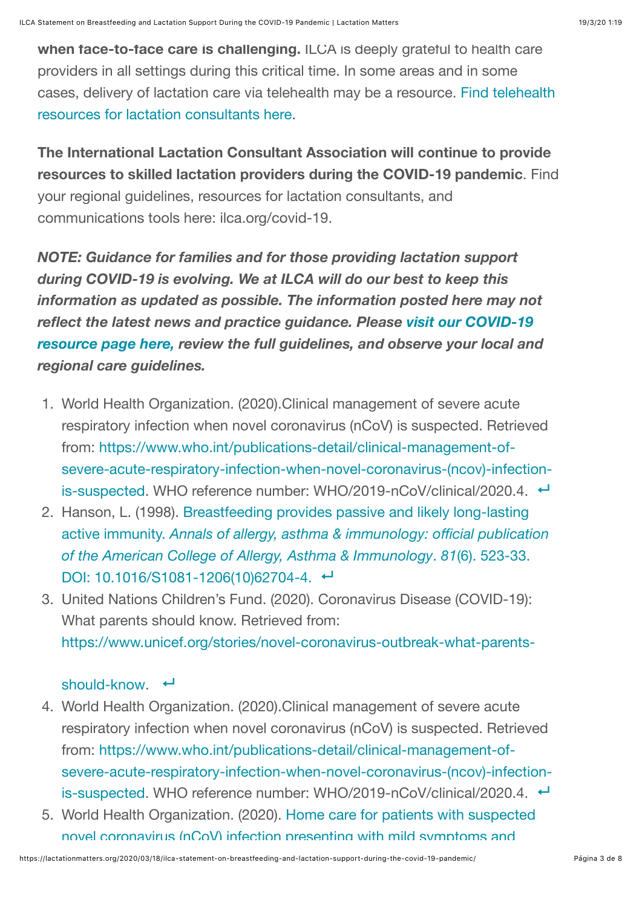**when face-to-face care is challenging.** ILCA is deeply grateful to health care providers in all settings during this critical time. In some areas and in some cases, delivery of lactation care via telehealth may be a resource. Find telehealth resources for lactation consultants here.

**The International Lactation Consultant Association will continue to provide resources to skilled lactation providers during the COVID-19 pandemic**. Find your regional guidelines, resources for lactation consultants, and communications tools here: ilca.org/covid-19.

***NOTE: Guidance for families and for those providing lactation support during COVID-19 is evolving. We at ILCA will do our best to keep this information as updated as possible. The information posted here may not reflect the latest news and practice guidance. Please visit our COVID-19 resource page here, review the full guidelines, and observe your local and regional care guidelines.***

1. World Health Organization. (2020).Clinical management of severe acute respiratory infection when novel coronavirus (nCoV) is suspected. Retrieved from: https://www.who.int/publications-detail/clinical-management-of-severe-acute-respiratory-infection-when-novel-coronavirus-(ncov)-infection-is-suspected. WHO reference number: WHO/2019-nCoV/clinical/2020.4. ↩
2. Hanson, L. (1998). Breastfeeding provides passive and likely long-lasting active immunity. *Annals of allergy, asthma & immunology: official publication of the American College of Allergy, Asthma & Immunology*. *81*(6). 523-33. DOI: 10.1016/S1081-1206(10)62704-4. ↩
3. United Nations Children's Fund. (2020). Coronavirus Disease (COVID-19): What parents should know. Retrieved from: https://www.unicef.org/stories/novel-coronavirus-outbreak-what-parents-should-know. ↩
4. World Health Organization. (2020).Clinical management of severe acute respiratory infection when novel coronavirus (nCoV) is suspected. Retrieved from: https://www.who.int/publications-detail/clinical-management-of-severe-acute-respiratory-infection-when-novel-coronavirus-(ncov)-infection-is-suspected. WHO reference number: WHO/2019-nCoV/clinical/2020.4. ↩
5. World Health Organization. (2020). Home care for patients with suspected novel coronavirus (nCoV) infection presenting with mild symptoms and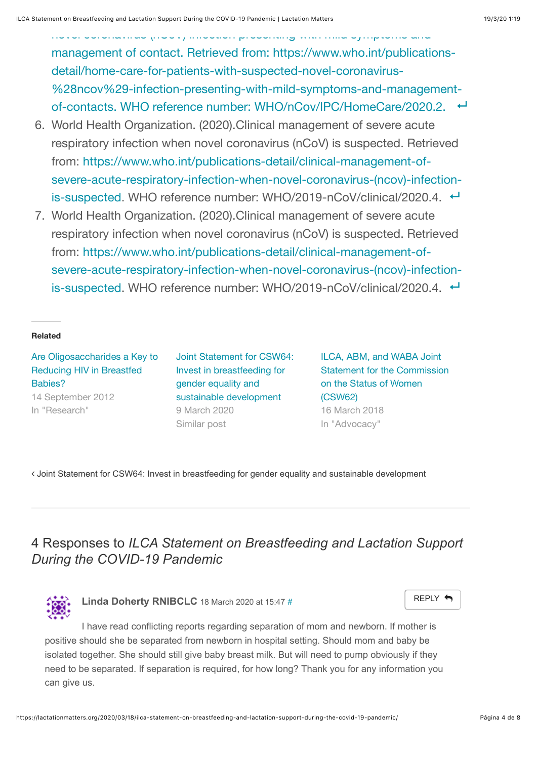management of contact. Retrieved from: https://www.who.int/publications-detail/home-care-for-patients-with-suspected-novel-coronavirus-%28ncov%29-infection-presenting-with-mild-symptoms-and-management-of-contacts. WHO reference number: WHO/nCov/IPC/HomeCare/2020.2. ↩

6. World Health Organization. (2020).Clinical management of severe acute respiratory infection when novel coronavirus (nCoV) is suspected. Retrieved from: https://www.who.int/publications-detail/clinical-management-of-severe-acute-respiratory-infection-when-novel-coronavirus-(ncov)-infection-is-suspected. WHO reference number: WHO/2019-nCoV/clinical/2020.4. ↩
7. World Health Organization. (2020).Clinical management of severe acute respiratory infection when novel coronavirus (nCoV) is suspected. Retrieved from: https://www.who.int/publications-detail/clinical-management-of-severe-acute-respiratory-infection-when-novel-coronavirus-(ncov)-infection-is-suspected. WHO reference number: WHO/2019-nCoV/clinical/2020.4. ↩

**Related**

Are Oligosaccharides a Key to Reducing HIV in Breastfed Babies?
14 September 2012
In "Research"

Joint Statement for CSW64: Invest in breastfeeding for gender equality and sustainable development
9 March 2020
Similar post

ILCA, ABM, and WABA Joint Statement for the Commission on the Status of Women (CSW62)
16 March 2018
In "Advocacy"

< Joint Statement for CSW64: Invest in breastfeeding for gender equality and sustainable development

## 4 Responses to *ILCA Statement on Breastfeeding and Lactation Support During the COVID-19 Pandemic*

**Linda Doherty RNIBCLC** 18 March 2020 at 15:47 #

REPLY

I have read conflicting reports regarding separation of mom and newborn. If mother is positive should she be separated from newborn in hospital setting. Should mom and baby be isolated together. She should still give baby breast milk. But will need to pump obviously if they need to be separated. If separation is required, for how long? Thank you for any information you can give us.